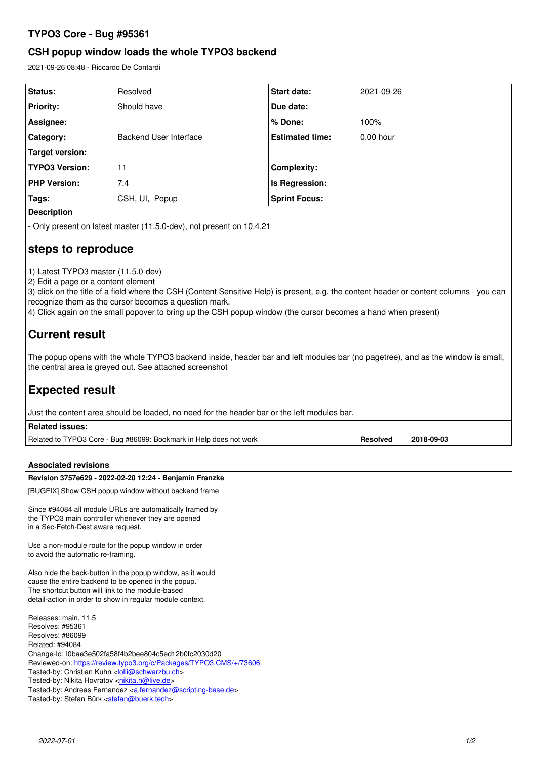# TYPO3 Core - Bug #95361

## CSH popup window loads the whole TYPO3 backend

2021-09-26 08:48 - Riccardo De Contardi

| Status: | Resolved | Start date: | 2021-09-26 |
|---|---|---|---|
| Priority: | Should have | Due date: | |
| Assignee: | | % Done: | 100% |
| Category: | Backend User Interface | Estimated time: | 0.00 hour |
| Target version: | | | |
| TYPO3 Version: | 11 | Complexity: | |
| PHP Version: | 7.4 | Is Regression: | |
| Tags: | CSH, UI, Popup | Sprint Focus: | |

**Description**

- Only present on latest master (11.5.0-dev), not present on 10.4.21

# steps to reproduce

1) Latest TYPO3 master (11.5.0-dev)
2) Edit a page or a content element
3) click on the title of a field where the CSH (Content Sensitive Help) is present, e.g. the content header or content columns - you can recognize them as the cursor becomes a question mark.
4) Click again on the small popover to bring up the CSH popup window (the cursor becomes a hand when present)

# Current result

The popup opens with the whole TYPO3 backend inside, header bar and left modules bar (no pagetree), and as the window is small, the central area is greyed out. See attached screenshot

# Expected result

Just the content area should be loaded, no need for the header bar or the left modules bar.

**Related issues:**

| | | |
|---|---|---|
| Related to TYPO3 Core - Bug #86099: Bookmark in Help does not work | Resolved | 2018-09-03 |

### Associated revisions

**Revision 3757e629 - 2022-02-20 12:24 - Benjamin Franzke**

[BUGFIX] Show CSH popup window without backend frame

Since #94084 all module URLs are automatically framed by
the TYPO3 main controller whenever they are opened
in a Sec-Fetch-Dest aware request.

Use a non-module route for the popup window in order
to avoid the automatic re-framing.

Also hide the back-button in the popup window, as it would
cause the entire backend to be opened in the popup.
The shortcut button will link to the module-based
detail-action in order to show in regular module context.

Releases: main, 11.5
Resolves: #95361
Resolves: #86099
Related: #94084
Change-Id: I0bae3e502fa58f4b2bee804c5ed12b0fc2030d20
Reviewed-on: https://review.typo3.org/c/Packages/TYPO3.CMS/+/73606
Tested-by: Christian Kuhn <lolli@schwarzbu.ch>
Tested-by: Nikita Hovratov <nikita.h@live.de>
Tested-by: Andreas Fernandez <a.fernandez@scripting-base.de>
Tested-by: Stefan Bürk <stefan@buerk.tech>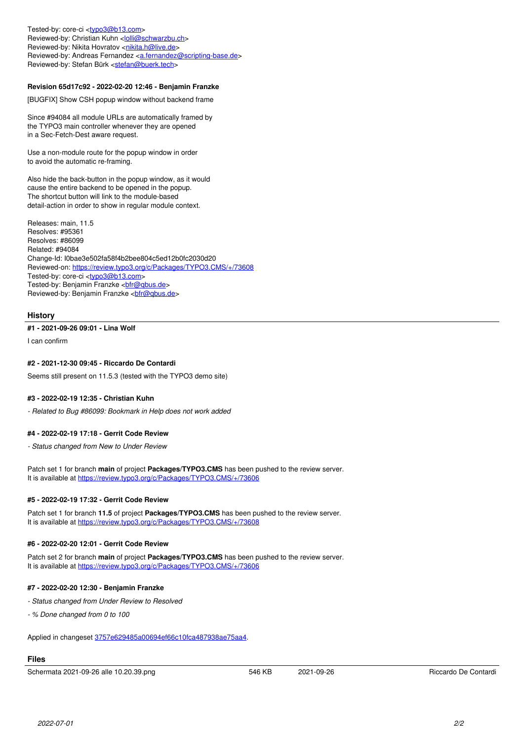Tested-by: core-ci <typo3@b13.com>
Reviewed-by: Christian Kuhn <lolli@schwarzbu.ch>
Reviewed-by: Nikita Hovratov <nikita.h@live.de>
Reviewed-by: Andreas Fernandez <a.fernandez@scripting-base.de>
Reviewed-by: Stefan Bürk <stefan@buerk.tech>

#### Revision 65d17c92 - 2022-02-20 12:46 - Benjamin Franzke

[BUGFIX] Show CSH popup window without backend frame

Since #94084 all module URLs are automatically framed by
the TYPO3 main controller whenever they are opened
in a Sec-Fetch-Dest aware request.

Use a non-module route for the popup window in order
to avoid the automatic re-framing.

Also hide the back-button in the popup window, as it would
cause the entire backend to be opened in the popup.
The shortcut button will link to the module-based
detail-action in order to show in regular module context.

Releases: main, 11.5
Resolves: #95361
Resolves: #86099
Related: #94084
Change-Id: I0bae3e502fa58f4b2bee804c5ed12b0fc2030d20
Reviewed-on: https://review.typo3.org/c/Packages/TYPO3.CMS/+/73608
Tested-by: core-ci <typo3@b13.com>
Tested-by: Benjamin Franzke <bfr@qbus.de>
Reviewed-by: Benjamin Franzke <bfr@qbus.de>

## History

#### #1 - 2021-09-26 09:01 - Lina Wolf

I can confirm

#### #2 - 2021-12-30 09:45 - Riccardo De Contardi

Seems still present on 11.5.3 (tested with the TYPO3 demo site)

#### #3 - 2022-02-19 12:35 - Christian Kuhn

*- Related to Bug #86099: Bookmark in Help does not work added*

#### #4 - 2022-02-19 17:18 - Gerrit Code Review

*- Status changed from New to Under Review*

Patch set 1 for branch **main** of project **Packages/TYPO3.CMS** has been pushed to the review server.
It is available at https://review.typo3.org/c/Packages/TYPO3.CMS/+/73606

#### #5 - 2022-02-19 17:32 - Gerrit Code Review

Patch set 1 for branch **11.5** of project **Packages/TYPO3.CMS** has been pushed to the review server.
It is available at https://review.typo3.org/c/Packages/TYPO3.CMS/+/73608

#### #6 - 2022-02-20 12:01 - Gerrit Code Review

Patch set 2 for branch **main** of project **Packages/TYPO3.CMS** has been pushed to the review server.
It is available at https://review.typo3.org/c/Packages/TYPO3.CMS/+/73606

#### #7 - 2022-02-20 12:30 - Benjamin Franzke

*- Status changed from Under Review to Resolved*

*- % Done changed from 0 to 100*

Applied in changeset 3757e629485a00694ef66c10fca487938ae75aa4.

## Files

| | | | |
|---|---|---|---|
| Schermata 2021-09-26 alle 10.20.39.png | 546 KB | 2021-09-26 | Riccardo De Contardi |